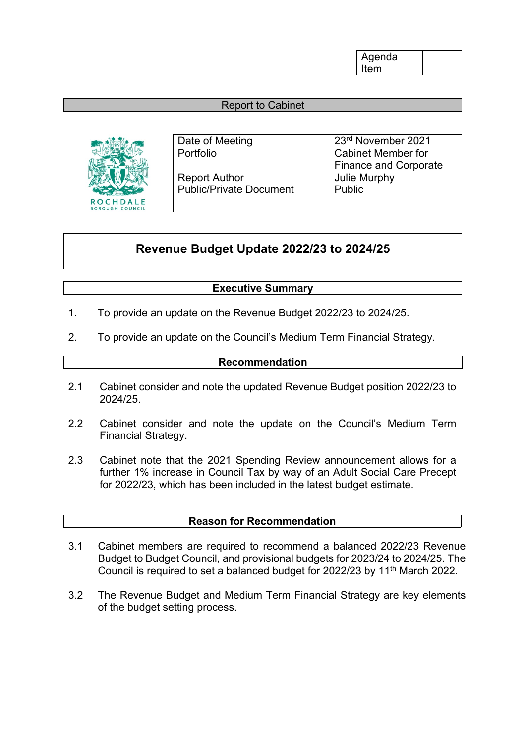| Agenda Item | |
|---|---|

Report to Cabinet

ROCHDALE BOROUGH COUNCIL

| | |
|---|---|
| Date of Meeting | 23rd November 2021 |
| Portfolio | Cabinet Member for Finance and Corporate |
| Report Author | Julie Murphy |
| Public/Private Document | Public |

# Revenue Budget Update 2022/23 to 2024/25

## Executive Summary

1. To provide an update on the Revenue Budget 2022/23 to 2024/25.

2. To provide an update on the Council's Medium Term Financial Strategy.

## Recommendation

2.1 Cabinet consider and note the updated Revenue Budget position 2022/23 to 2024/25.

2.2 Cabinet consider and note the update on the Council's Medium Term Financial Strategy.

2.3 Cabinet note that the 2021 Spending Review announcement allows for a further 1% increase in Council Tax by way of an Adult Social Care Precept for 2022/23, which has been included in the latest budget estimate.

## Reason for Recommendation

3.1 Cabinet members are required to recommend a balanced 2022/23 Revenue Budget to Budget Council, and provisional budgets for 2023/24 to 2024/25. The Council is required to set a balanced budget for 2022/23 by 11th March 2022.

3.2 The Revenue Budget and Medium Term Financial Strategy are key elements of the budget setting process.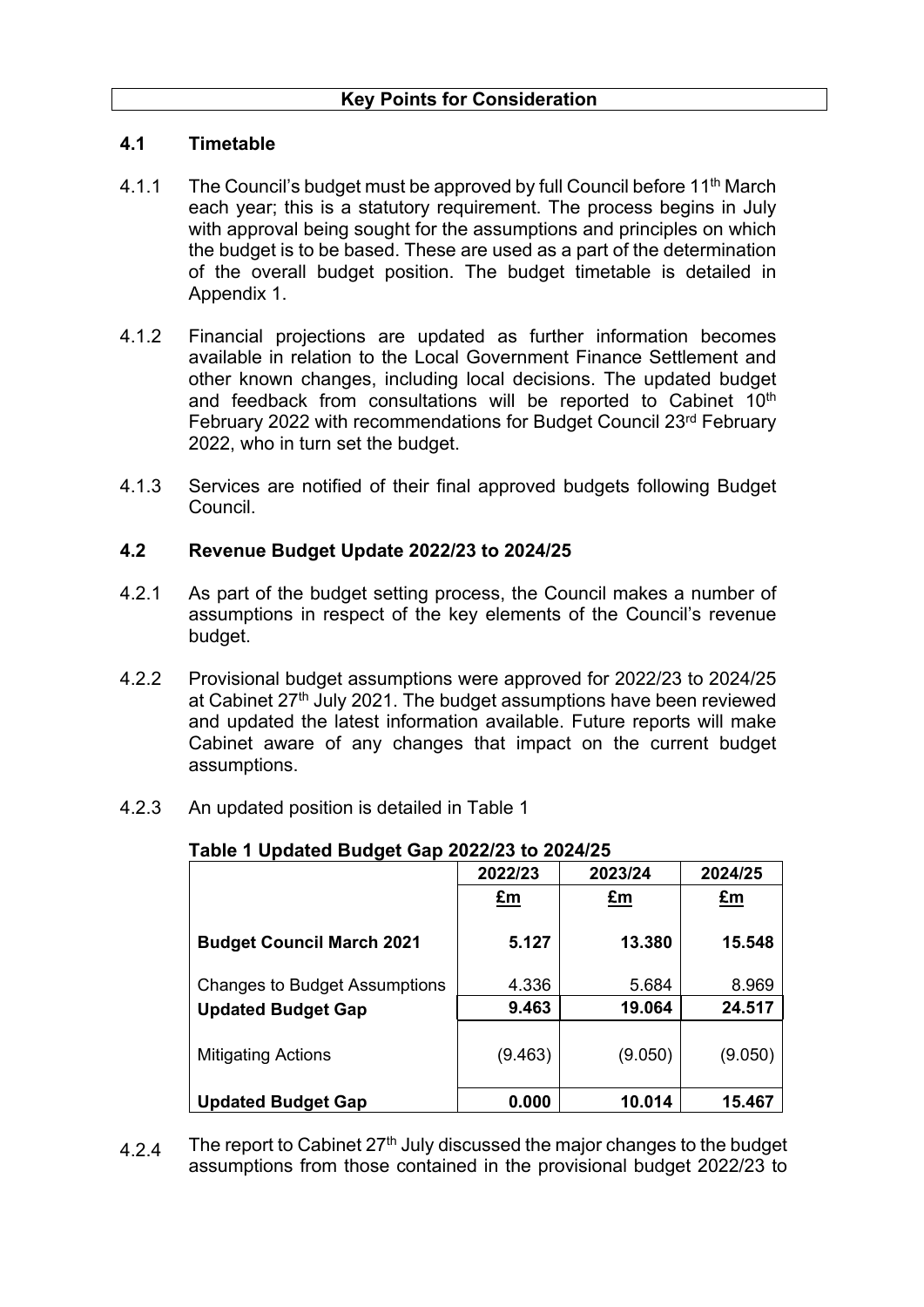**Key Points for Consideration**

## 4.1 Timetable

4.1.1 The Council's budget must be approved by full Council before 11th March each year; this is a statutory requirement. The process begins in July with approval being sought for the assumptions and principles on which the budget is to be based. These are used as a part of the determination of the overall budget position. The budget timetable is detailed in Appendix 1.

4.1.2 Financial projections are updated as further information becomes available in relation to the Local Government Finance Settlement and other known changes, including local decisions. The updated budget and feedback from consultations will be reported to Cabinet 10th February 2022 with recommendations for Budget Council 23rd February 2022, who in turn set the budget.

4.1.3 Services are notified of their final approved budgets following Budget Council.

## 4.2 Revenue Budget Update 2022/23 to 2024/25

4.2.1 As part of the budget setting process, the Council makes a number of assumptions in respect of the key elements of the Council's revenue budget.

4.2.2 Provisional budget assumptions were approved for 2022/23 to 2024/25 at Cabinet 27th July 2021. The budget assumptions have been reviewed and updated the latest information available. Future reports will make Cabinet aware of any changes that impact on the current budget assumptions.

4.2.3 An updated position is detailed in Table 1

**Table 1 Updated Budget Gap 2022/23 to 2024/25**

| | 2022/23 | 2023/24 | 2024/25 |
|---|---|---|---|
| | £m | £m | £m |
| **Budget Council March 2021** | **5.127** | **13.380** | **15.548** |
| Changes to Budget Assumptions | 4.336 | 5.684 | 8.969 |
| **Updated Budget Gap** | **9.463** | **19.064** | **24.517** |
| Mitigating Actions | (9.463) | (9.050) | (9.050) |
| **Updated Budget Gap** | **0.000** | **10.014** | **15.467** |

4.2.4 The report to Cabinet 27th July discussed the major changes to the budget assumptions from those contained in the provisional budget 2022/23 to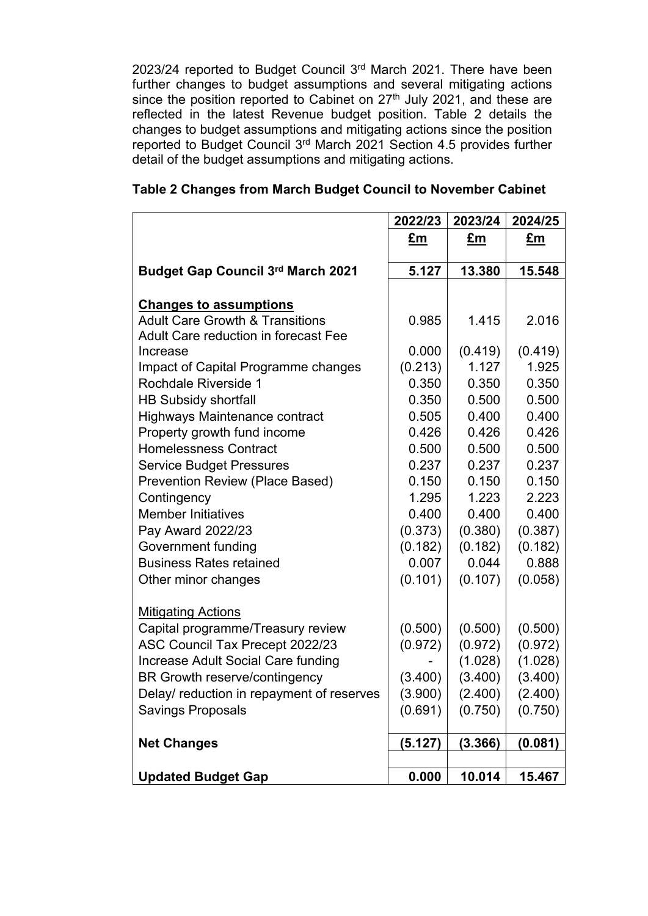2023/24 reported to Budget Council 3rd March 2021. There have been further changes to budget assumptions and several mitigating actions since the position reported to Cabinet on 27th July 2021, and these are reflected in the latest Revenue budget position. Table 2 details the changes to budget assumptions and mitigating actions since the position reported to Budget Council 3rd March 2021 Section 4.5 provides further detail of the budget assumptions and mitigating actions.

**Table 2 Changes from March Budget Council to November Cabinet**

| | 2022/23 | 2023/24 | 2024/25 |
|---|---|---|---|
| | £m | £m | £m |
| **Budget Gap Council 3rd March 2021** | **5.127** | **13.380** | **15.548** |
| **Changes to assumptions** | | | |
| Adult Care Growth & Transitions | 0.985 | 1.415 | 2.016 |
| Adult Care reduction in forecast Fee Increase | 0.000 | (0.419) | (0.419) |
| Impact of Capital Programme changes | (0.213) | 1.127 | 1.925 |
| Rochdale Riverside 1 | 0.350 | 0.350 | 0.350 |
| HB Subsidy shortfall | 0.350 | 0.500 | 0.500 |
| Highways Maintenance contract | 0.505 | 0.400 | 0.400 |
| Property growth fund income | 0.426 | 0.426 | 0.426 |
| Homelessness Contract | 0.500 | 0.500 | 0.500 |
| Service Budget Pressures | 0.237 | 0.237 | 0.237 |
| Prevention Review (Place Based) | 0.150 | 0.150 | 0.150 |
| Contingency | 1.295 | 1.223 | 2.223 |
| Member Initiatives | 0.400 | 0.400 | 0.400 |
| Pay Award 2022/23 | (0.373) | (0.380) | (0.387) |
| Government funding | (0.182) | (0.182) | (0.182) |
| Business Rates retained | 0.007 | 0.044 | 0.888 |
| Other minor changes | (0.101) | (0.107) | (0.058) |
| Mitigating Actions | | | |
| Capital programme/Treasury review | (0.500) | (0.500) | (0.500) |
| ASC Council Tax Precept 2022/23 | (0.972) | (0.972) | (0.972) |
| Increase Adult Social Care funding | - | (1.028) | (1.028) |
| BR Growth reserve/contingency | (3.400) | (3.400) | (3.400) |
| Delay/ reduction in repayment of reserves | (3.900) | (2.400) | (2.400) |
| Savings Proposals | (0.691) | (0.750) | (0.750) |
| **Net Changes** | **(5.127)** | **(3.366)** | **(0.081)** |
| **Updated Budget Gap** | **0.000** | **10.014** | **15.467** |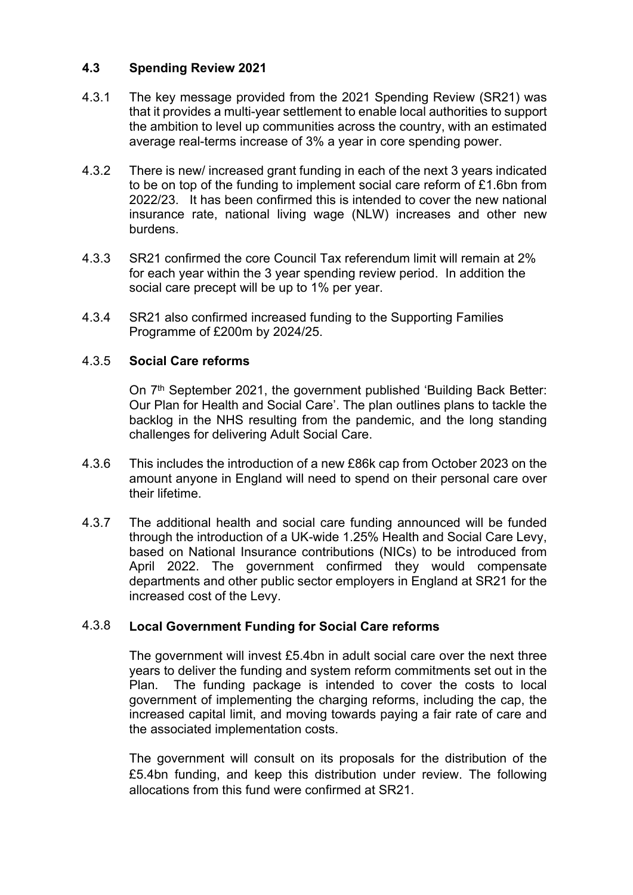### 4.3 Spending Review 2021

4.3.1 The key message provided from the 2021 Spending Review (SR21) was that it provides a multi-year settlement to enable local authorities to support the ambition to level up communities across the country, with an estimated average real-terms increase of 3% a year in core spending power.

4.3.2 There is new/ increased grant funding in each of the next 3 years indicated to be on top of the funding to implement social care reform of £1.6bn from 2022/23. It has been confirmed this is intended to cover the new national insurance rate, national living wage (NLW) increases and other new burdens.

4.3.3 SR21 confirmed the core Council Tax referendum limit will remain at 2% for each year within the 3 year spending review period. In addition the social care precept will be up to 1% per year.

4.3.4 SR21 also confirmed increased funding to the Supporting Families Programme of £200m by 2024/25.

#### 4.3.5 Social Care reforms

On 7th September 2021, the government published 'Building Back Better: Our Plan for Health and Social Care'. The plan outlines plans to tackle the backlog in the NHS resulting from the pandemic, and the long standing challenges for delivering Adult Social Care.

4.3.6 This includes the introduction of a new £86k cap from October 2023 on the amount anyone in England will need to spend on their personal care over their lifetime.

4.3.7 The additional health and social care funding announced will be funded through the introduction of a UK-wide 1.25% Health and Social Care Levy, based on National Insurance contributions (NICs) to be introduced from April 2022. The government confirmed they would compensate departments and other public sector employers in England at SR21 for the increased cost of the Levy.

#### 4.3.8 Local Government Funding for Social Care reforms

The government will invest £5.4bn in adult social care over the next three years to deliver the funding and system reform commitments set out in the Plan. The funding package is intended to cover the costs to local government of implementing the charging reforms, including the cap, the increased capital limit, and moving towards paying a fair rate of care and the associated implementation costs.

The government will consult on its proposals for the distribution of the £5.4bn funding, and keep this distribution under review. The following allocations from this fund were confirmed at SR21.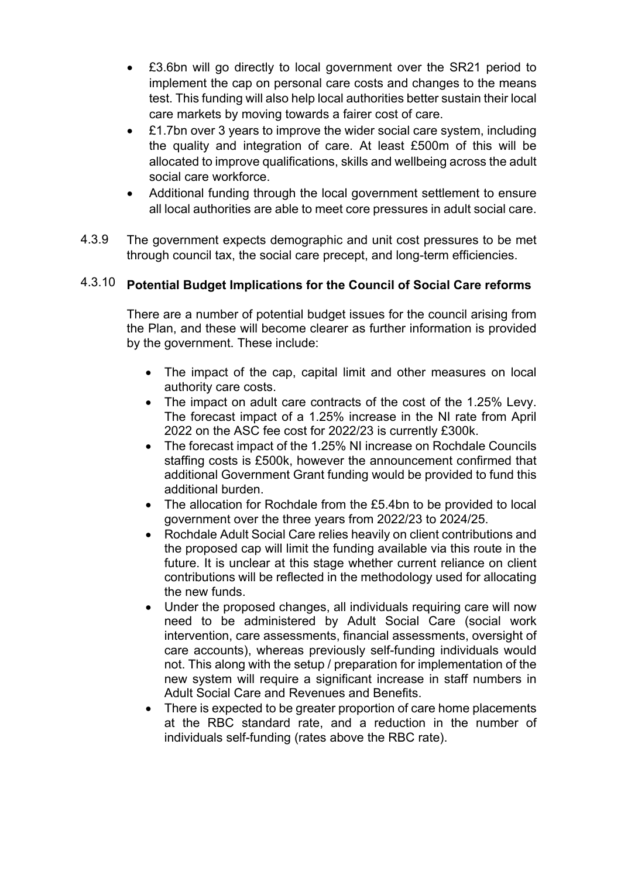- £3.6bn will go directly to local government over the SR21 period to implement the cap on personal care costs and changes to the means test. This funding will also help local authorities better sustain their local care markets by moving towards a fairer cost of care.
- £1.7bn over 3 years to improve the wider social care system, including the quality and integration of care. At least £500m of this will be allocated to improve qualifications, skills and wellbeing across the adult social care workforce.
- Additional funding through the local government settlement to ensure all local authorities are able to meet core pressures in adult social care.

4.3.9 The government expects demographic and unit cost pressures to be met through council tax, the social care precept, and long-term efficiencies.

4.3.10 **Potential Budget Implications for the Council of Social Care reforms**

There are a number of potential budget issues for the council arising from the Plan, and these will become clearer as further information is provided by the government. These include:

- The impact of the cap, capital limit and other measures on local authority care costs.
- The impact on adult care contracts of the cost of the 1.25% Levy. The forecast impact of a 1.25% increase in the NI rate from April 2022 on the ASC fee cost for 2022/23 is currently £300k.
- The forecast impact of the 1.25% NI increase on Rochdale Councils staffing costs is £500k, however the announcement confirmed that additional Government Grant funding would be provided to fund this additional burden.
- The allocation for Rochdale from the £5.4bn to be provided to local government over the three years from 2022/23 to 2024/25.
- Rochdale Adult Social Care relies heavily on client contributions and the proposed cap will limit the funding available via this route in the future. It is unclear at this stage whether current reliance on client contributions will be reflected in the methodology used for allocating the new funds.
- Under the proposed changes, all individuals requiring care will now need to be administered by Adult Social Care (social work intervention, care assessments, financial assessments, oversight of care accounts), whereas previously self-funding individuals would not. This along with the setup / preparation for implementation of the new system will require a significant increase in staff numbers in Adult Social Care and Revenues and Benefits.
- There is expected to be greater proportion of care home placements at the RBC standard rate, and a reduction in the number of individuals self-funding (rates above the RBC rate).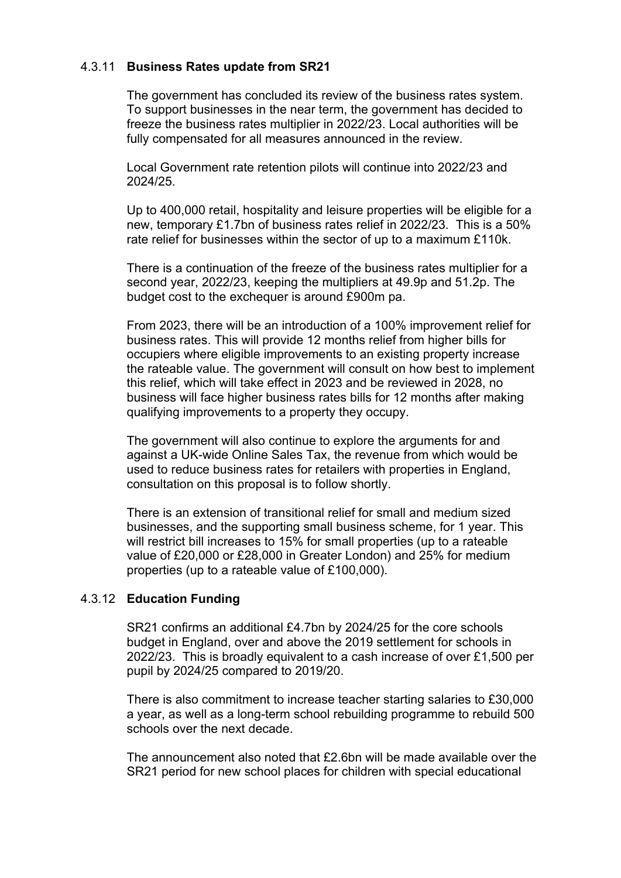#### 4.3.11 **Business Rates update from SR21**

The government has concluded its review of the business rates system. To support businesses in the near term, the government has decided to freeze the business rates multiplier in 2022/23. Local authorities will be fully compensated for all measures announced in the review.

Local Government rate retention pilots will continue into 2022/23 and 2024/25.

Up to 400,000 retail, hospitality and leisure properties will be eligible for a new, temporary £1.7bn of business rates relief in 2022/23. This is a 50% rate relief for businesses within the sector of up to a maximum £110k.

There is a continuation of the freeze of the business rates multiplier for a second year, 2022/23, keeping the multipliers at 49.9p and 51.2p. The budget cost to the exchequer is around £900m pa.

From 2023, there will be an introduction of a 100% improvement relief for business rates. This will provide 12 months relief from higher bills for occupiers where eligible improvements to an existing property increase the rateable value. The government will consult on how best to implement this relief, which will take effect in 2023 and be reviewed in 2028, no business will face higher business rates bills for 12 months after making qualifying improvements to a property they occupy.

The government will also continue to explore the arguments for and against a UK-wide Online Sales Tax, the revenue from which would be used to reduce business rates for retailers with properties in England, consultation on this proposal is to follow shortly.

There is an extension of transitional relief for small and medium sized businesses, and the supporting small business scheme, for 1 year. This will restrict bill increases to 15% for small properties (up to a rateable value of £20,000 or £28,000 in Greater London) and 25% for medium properties (up to a rateable value of £100,000).

#### 4.3.12 **Education Funding**

SR21 confirms an additional £4.7bn by 2024/25 for the core schools budget in England, over and above the 2019 settlement for schools in 2022/23. This is broadly equivalent to a cash increase of over £1,500 per pupil by 2024/25 compared to 2019/20.

There is also commitment to increase teacher starting salaries to £30,000 a year, as well as a long-term school rebuilding programme to rebuild 500 schools over the next decade.

The announcement also noted that £2.6bn will be made available over the SR21 period for new school places for children with special educational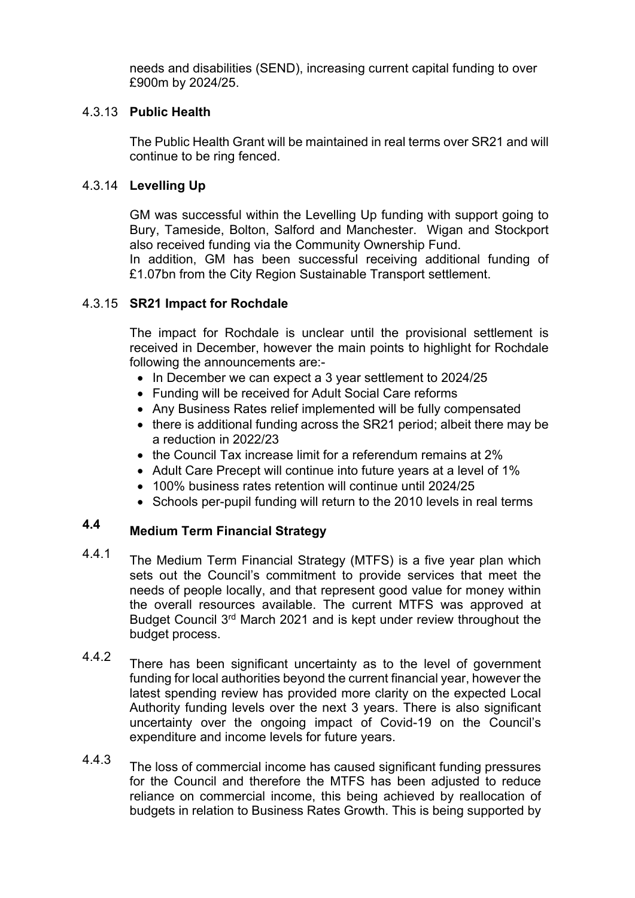needs and disabilities (SEND), increasing current capital funding to over £900m by 2024/25.

#### 4.3.13 **Public Health**

The Public Health Grant will be maintained in real terms over SR21 and will continue to be ring fenced.

#### 4.3.14 **Levelling Up**

GM was successful within the Levelling Up funding with support going to Bury, Tameside, Bolton, Salford and Manchester. Wigan and Stockport also received funding via the Community Ownership Fund.
In addition, GM has been successful receiving additional funding of £1.07bn from the City Region Sustainable Transport settlement.

#### 4.3.15 **SR21 Impact for Rochdale**

The impact for Rochdale is unclear until the provisional settlement is received in December, however the main points to highlight for Rochdale following the announcements are:-

- In December we can expect a 3 year settlement to 2024/25
- Funding will be received for Adult Social Care reforms
- Any Business Rates relief implemented will be fully compensated
- there is additional funding across the SR21 period; albeit there may be a reduction in 2022/23
- the Council Tax increase limit for a referendum remains at 2%
- Adult Care Precept will continue into future years at a level of 1%
- 100% business rates retention will continue until 2024/25
- Schools per-pupil funding will return to the 2010 levels in real terms

### 4.4 **Medium Term Financial Strategy**

4.4.1 The Medium Term Financial Strategy (MTFS) is a five year plan which sets out the Council's commitment to provide services that meet the needs of people locally, and that represent good value for money within the overall resources available. The current MTFS was approved at Budget Council 3rd March 2021 and is kept under review throughout the budget process.

4.4.2 There has been significant uncertainty as to the level of government funding for local authorities beyond the current financial year, however the latest spending review has provided more clarity on the expected Local Authority funding levels over the next 3 years. There is also significant uncertainty over the ongoing impact of Covid-19 on the Council's expenditure and income levels for future years.

4.4.3 The loss of commercial income has caused significant funding pressures for the Council and therefore the MTFS has been adjusted to reduce reliance on commercial income, this being achieved by reallocation of budgets in relation to Business Rates Growth. This is being supported by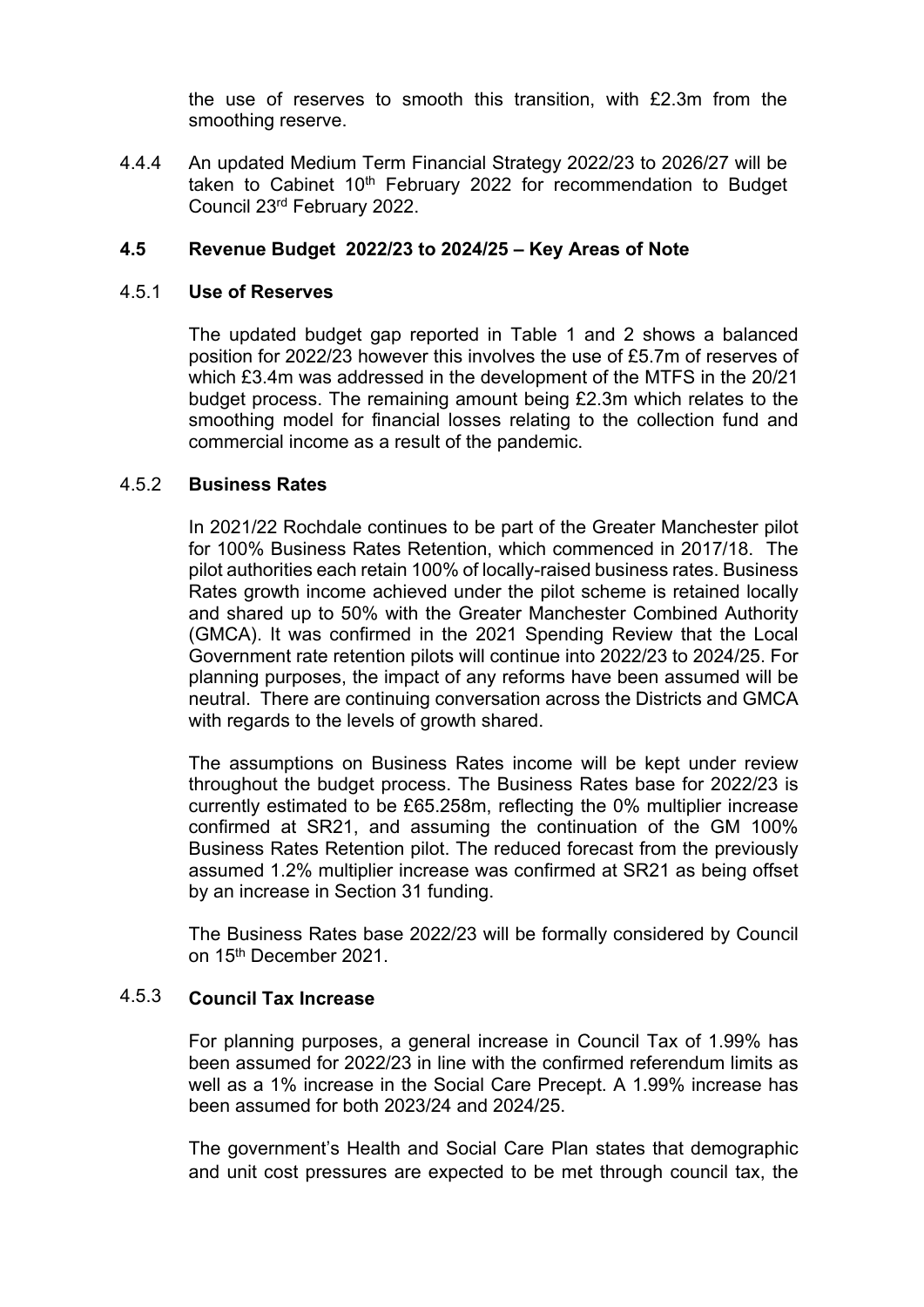the use of reserves to smooth this transition, with £2.3m from the smoothing reserve.

4.4.4 An updated Medium Term Financial Strategy 2022/23 to 2026/27 will be taken to Cabinet 10th February 2022 for recommendation to Budget Council 23rd February 2022.

## 4.5 Revenue Budget 2022/23 to 2024/25 – Key Areas of Note

### 4.5.1 Use of Reserves

The updated budget gap reported in Table 1 and 2 shows a balanced position for 2022/23 however this involves the use of £5.7m of reserves of which £3.4m was addressed in the development of the MTFS in the 20/21 budget process. The remaining amount being £2.3m which relates to the smoothing model for financial losses relating to the collection fund and commercial income as a result of the pandemic.

### 4.5.2 Business Rates

In 2021/22 Rochdale continues to be part of the Greater Manchester pilot for 100% Business Rates Retention, which commenced in 2017/18. The pilot authorities each retain 100% of locally-raised business rates. Business Rates growth income achieved under the pilot scheme is retained locally and shared up to 50% with the Greater Manchester Combined Authority (GMCA). It was confirmed in the 2021 Spending Review that the Local Government rate retention pilots will continue into 2022/23 to 2024/25. For planning purposes, the impact of any reforms have been assumed will be neutral. There are continuing conversation across the Districts and GMCA with regards to the levels of growth shared.

The assumptions on Business Rates income will be kept under review throughout the budget process. The Business Rates base for 2022/23 is currently estimated to be £65.258m, reflecting the 0% multiplier increase confirmed at SR21, and assuming the continuation of the GM 100% Business Rates Retention pilot. The reduced forecast from the previously assumed 1.2% multiplier increase was confirmed at SR21 as being offset by an increase in Section 31 funding.

The Business Rates base 2022/23 will be formally considered by Council on 15th December 2021.

### 4.5.3 Council Tax Increase

For planning purposes, a general increase in Council Tax of 1.99% has been assumed for 2022/23 in line with the confirmed referendum limits as well as a 1% increase in the Social Care Precept. A 1.99% increase has been assumed for both 2023/24 and 2024/25.

The government's Health and Social Care Plan states that demographic and unit cost pressures are expected to be met through council tax, the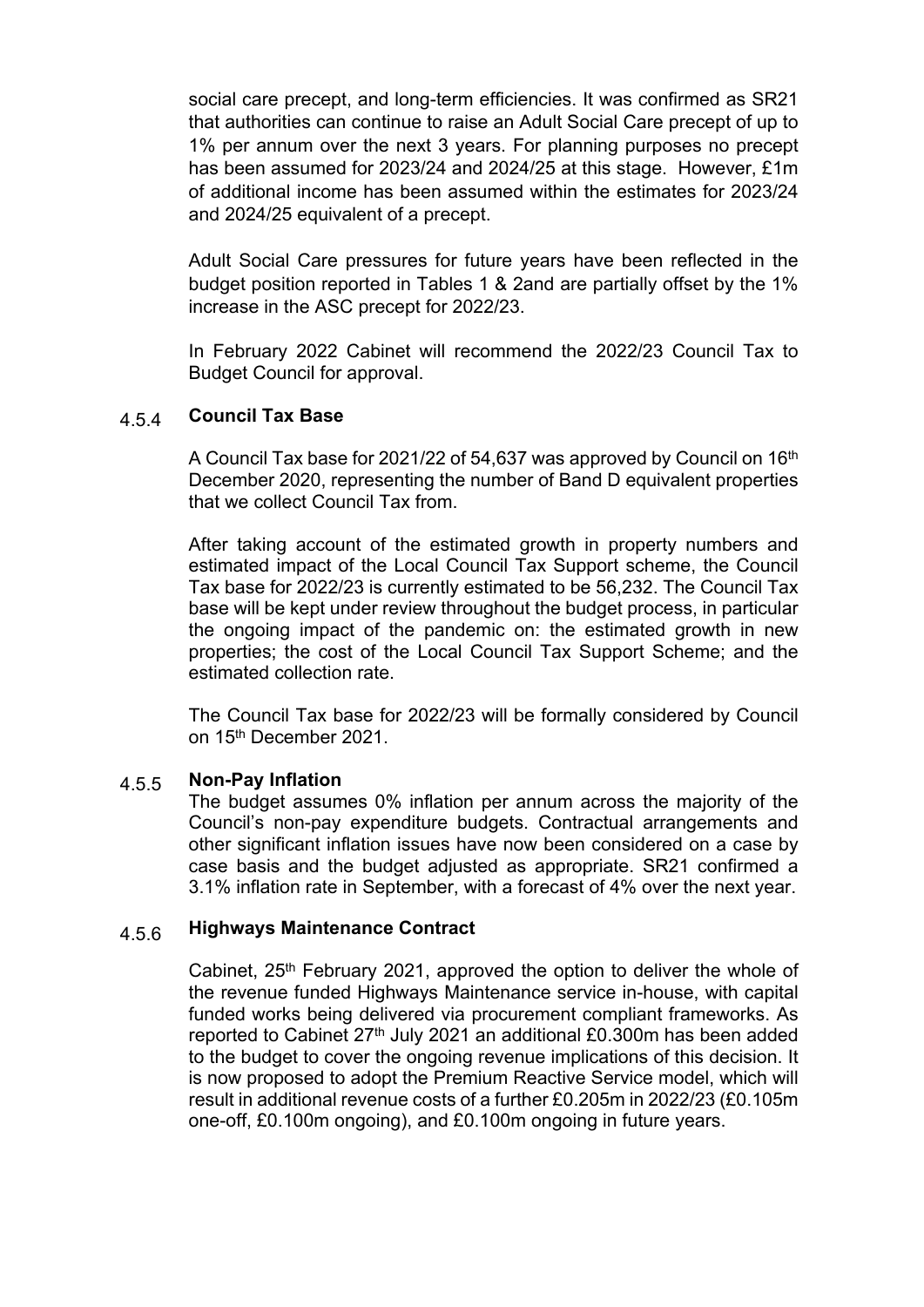social care precept, and long-term efficiencies. It was confirmed as SR21 that authorities can continue to raise an Adult Social Care precept of up to 1% per annum over the next 3 years. For planning purposes no precept has been assumed for 2023/24 and 2024/25 at this stage. However, £1m of additional income has been assumed within the estimates for 2023/24 and 2024/25 equivalent of a precept.

Adult Social Care pressures for future years have been reflected in the budget position reported in Tables 1 & 2and are partially offset by the 1% increase in the ASC precept for 2022/23.

In February 2022 Cabinet will recommend the 2022/23 Council Tax to Budget Council for approval.

### 4.5.4 Council Tax Base

A Council Tax base for 2021/22 of 54,637 was approved by Council on 16th December 2020, representing the number of Band D equivalent properties that we collect Council Tax from.

After taking account of the estimated growth in property numbers and estimated impact of the Local Council Tax Support scheme, the Council Tax base for 2022/23 is currently estimated to be 56,232. The Council Tax base will be kept under review throughout the budget process, in particular the ongoing impact of the pandemic on: the estimated growth in new properties; the cost of the Local Council Tax Support Scheme; and the estimated collection rate.

The Council Tax base for 2022/23 will be formally considered by Council on 15th December 2021.

### 4.5.5 Non-Pay Inflation

The budget assumes 0% inflation per annum across the majority of the Council's non-pay expenditure budgets. Contractual arrangements and other significant inflation issues have now been considered on a case by case basis and the budget adjusted as appropriate. SR21 confirmed a 3.1% inflation rate in September, with a forecast of 4% over the next year.

### 4.5.6 Highways Maintenance Contract

Cabinet, 25th February 2021, approved the option to deliver the whole of the revenue funded Highways Maintenance service in-house, with capital funded works being delivered via procurement compliant frameworks. As reported to Cabinet 27th July 2021 an additional £0.300m has been added to the budget to cover the ongoing revenue implications of this decision. It is now proposed to adopt the Premium Reactive Service model, which will result in additional revenue costs of a further £0.205m in 2022/23 (£0.105m one-off, £0.100m ongoing), and £0.100m ongoing in future years.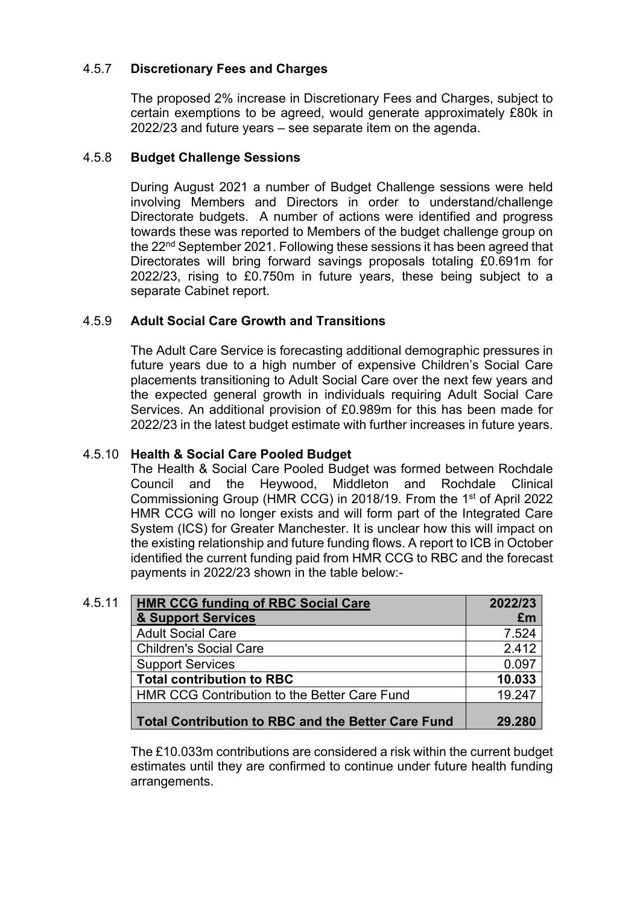#### 4.5.7 **Discretionary Fees and Charges**

The proposed 2% increase in Discretionary Fees and Charges, subject to certain exemptions to be agreed, would generate approximately £80k in 2022/23 and future years – see separate item on the agenda.

#### 4.5.8 **Budget Challenge Sessions**

During August 2021 a number of Budget Challenge sessions were held involving Members and Directors in order to understand/challenge Directorate budgets. A number of actions were identified and progress towards these was reported to Members of the budget challenge group on the 22nd September 2021. Following these sessions it has been agreed that Directorates will bring forward savings proposals totaling £0.691m for 2022/23, rising to £0.750m in future years, these being subject to a separate Cabinet report.

#### 4.5.9 **Adult Social Care Growth and Transitions**

The Adult Care Service is forecasting additional demographic pressures in future years due to a high number of expensive Children's Social Care placements transitioning to Adult Social Care over the next few years and the expected general growth in individuals requiring Adult Social Care Services. An additional provision of £0.989m for this has been made for 2022/23 in the latest budget estimate with further increases in future years.

#### 4.5.10 **Health & Social Care Pooled Budget**

The Health & Social Care Pooled Budget was formed between Rochdale Council and the Heywood, Middleton and Rochdale Clinical Commissioning Group (HMR CCG) in 2018/19. From the 1st of April 2022 HMR CCG will no longer exists and will form part of the Integrated Care System (ICS) for Greater Manchester. It is unclear how this will impact on the existing relationship and future funding flows. A report to ICB in October identified the current funding paid from HMR CCG to RBC and the forecast payments in 2022/23 shown in the table below:-

4.5.11

| **HMR CCG funding of RBC Social Care & Support Services** | **2022/23 £m** |
|---|---|
| Adult Social Care | 7.524 |
| Children's Social Care | 2.412 |
| Support Services | 0.097 |
| **Total contribution to RBC** | **10.033** |
| HMR CCG Contribution to the Better Care Fund | 19.247 |
| **Total Contribution to RBC and the Better Care Fund** | **29.280** |

The £10.033m contributions are considered a risk within the current budget estimates until they are confirmed to continue under future health funding arrangements.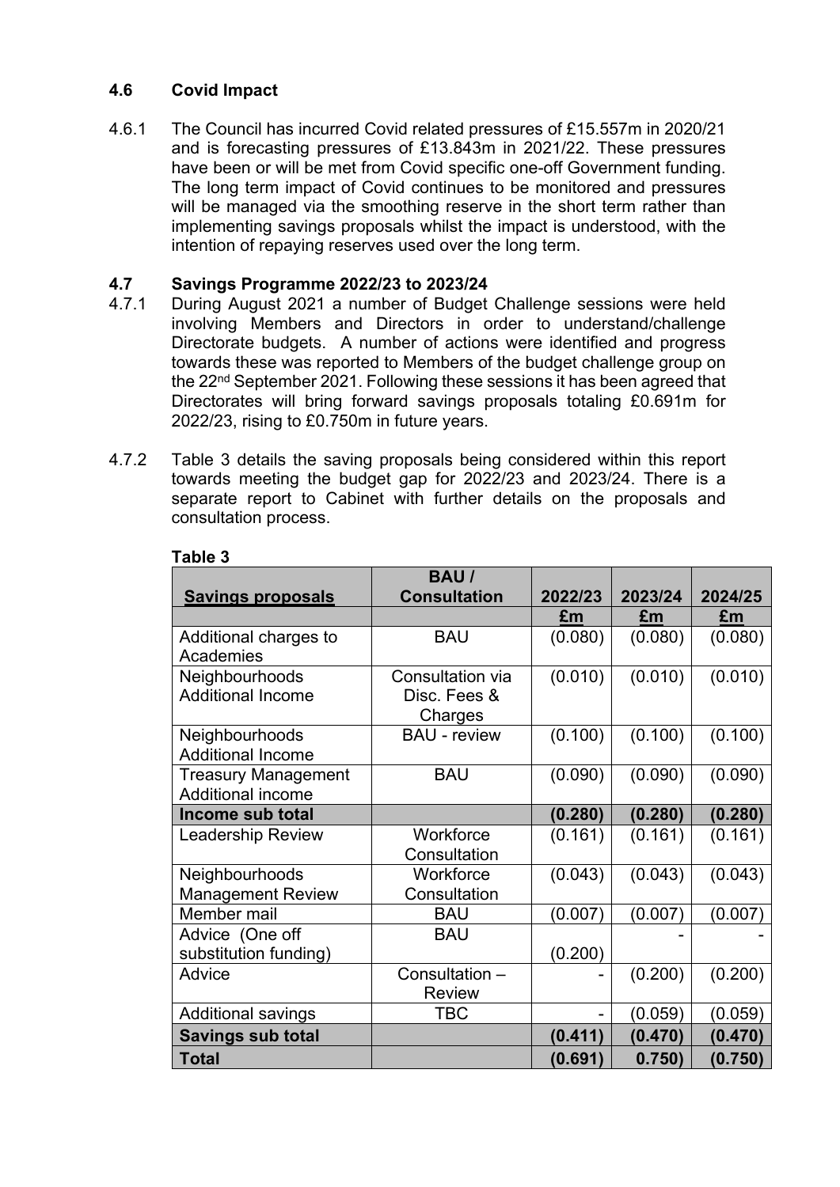## 4.6 Covid Impact

4.6.1 The Council has incurred Covid related pressures of £15.557m in 2020/21 and is forecasting pressures of £13.843m in 2021/22. These pressures have been or will be met from Covid specific one-off Government funding. The long term impact of Covid continues to be monitored and pressures will be managed via the smoothing reserve in the short term rather than implementing savings proposals whilst the impact is understood, with the intention of repaying reserves used over the long term.

## 4.7 Savings Programme 2022/23 to 2023/24

4.7.1 During August 2021 a number of Budget Challenge sessions were held involving Members and Directors in order to understand/challenge Directorate budgets. A number of actions were identified and progress towards these was reported to Members of the budget challenge group on the 22nd September 2021. Following these sessions it has been agreed that Directorates will bring forward savings proposals totaling £0.691m for 2022/23, rising to £0.750m in future years.

4.7.2 Table 3 details the saving proposals being considered within this report towards meeting the budget gap for 2022/23 and 2023/24. There is a separate report to Cabinet with further details on the proposals and consultation process.

**Table 3**

| Savings proposals | BAU / Consultation | 2022/23 | 2023/24 | 2024/25 |
|---|---|---|---|---|
| | | £m | £m | £m |
| Additional charges to Academies | BAU | (0.080) | (0.080) | (0.080) |
| Neighbourhoods Additional Income | Consultation via Disc. Fees & Charges | (0.010) | (0.010) | (0.010) |
| Neighbourhoods Additional Income | BAU - review | (0.100) | (0.100) | (0.100) |
| Treasury Management Additional income | BAU | (0.090) | (0.090) | (0.090) |
| **Income sub total** | | **(0.280)** | **(0.280)** | **(0.280)** |
| Leadership Review | Workforce Consultation | (0.161) | (0.161) | (0.161) |
| Neighbourhoods Management Review | Workforce Consultation | (0.043) | (0.043) | (0.043) |
| Member mail | BAU | (0.007) | (0.007) | (0.007) |
| Advice (One off substitution funding) | BAU | (0.200) | - | - |
| Advice | Consultation – Review | - | (0.200) | (0.200) |
| Additional savings | TBC | - | (0.059) | (0.059) |
| **Savings sub total** | | **(0.411)** | **(0.470)** | **(0.470)** |
| **Total** | | **(0.691)** | **0.750)** | **(0.750)** |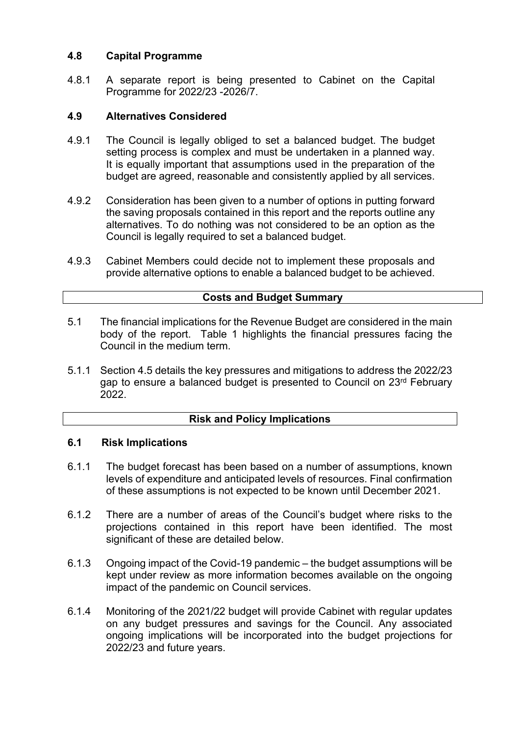### 4.8 Capital Programme

4.8.1 A separate report is being presented to Cabinet on the Capital Programme for 2022/23 -2026/7.

### 4.9 Alternatives Considered

4.9.1 The Council is legally obliged to set a balanced budget. The budget setting process is complex and must be undertaken in a planned way. It is equally important that assumptions used in the preparation of the budget are agreed, reasonable and consistently applied by all services.

4.9.2 Consideration has been given to a number of options in putting forward the saving proposals contained in this report and the reports outline any alternatives. To do nothing was not considered to be an option as the Council is legally required to set a balanced budget.

4.9.3 Cabinet Members could decide not to implement these proposals and provide alternative options to enable a balanced budget to be achieved.

## Costs and Budget Summary

5.1 The financial implications for the Revenue Budget are considered in the main body of the report. Table 1 highlights the financial pressures facing the Council in the medium term.

5.1.1 Section 4.5 details the key pressures and mitigations to address the 2022/23 gap to ensure a balanced budget is presented to Council on 23rd February 2022.

## Risk and Policy Implications

### 6.1 Risk Implications

6.1.1 The budget forecast has been based on a number of assumptions, known levels of expenditure and anticipated levels of resources. Final confirmation of these assumptions is not expected to be known until December 2021.

6.1.2 There are a number of areas of the Council's budget where risks to the projections contained in this report have been identified. The most significant of these are detailed below.

6.1.3 Ongoing impact of the Covid-19 pandemic – the budget assumptions will be kept under review as more information becomes available on the ongoing impact of the pandemic on Council services.

6.1.4 Monitoring of the 2021/22 budget will provide Cabinet with regular updates on any budget pressures and savings for the Council. Any associated ongoing implications will be incorporated into the budget projections for 2022/23 and future years.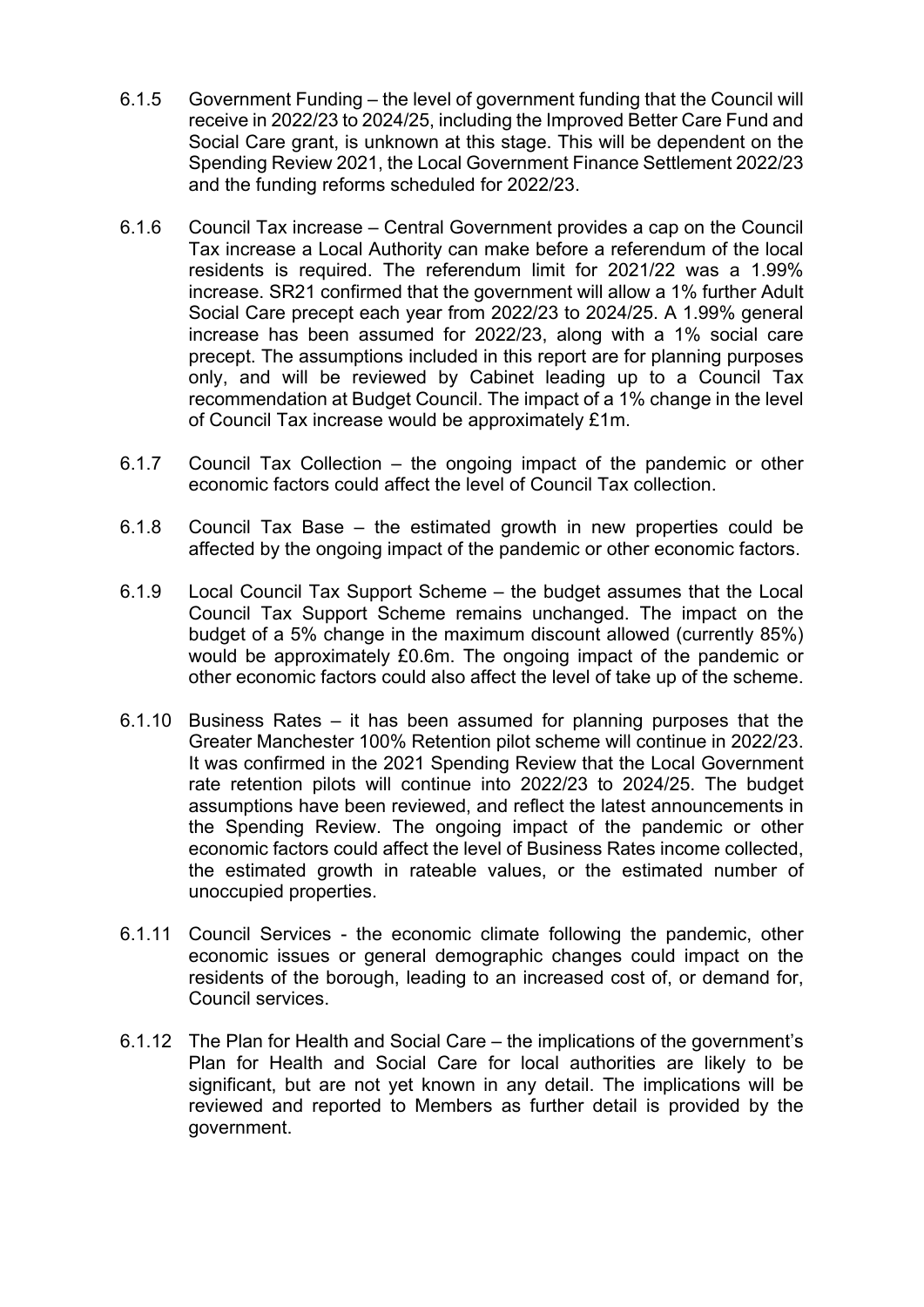6.1.5 Government Funding – the level of government funding that the Council will receive in 2022/23 to 2024/25, including the Improved Better Care Fund and Social Care grant, is unknown at this stage. This will be dependent on the Spending Review 2021, the Local Government Finance Settlement 2022/23 and the funding reforms scheduled for 2022/23.

6.1.6 Council Tax increase – Central Government provides a cap on the Council Tax increase a Local Authority can make before a referendum of the local residents is required. The referendum limit for 2021/22 was a 1.99% increase. SR21 confirmed that the government will allow a 1% further Adult Social Care precept each year from 2022/23 to 2024/25. A 1.99% general increase has been assumed for 2022/23, along with a 1% social care precept. The assumptions included in this report are for planning purposes only, and will be reviewed by Cabinet leading up to a Council Tax recommendation at Budget Council. The impact of a 1% change in the level of Council Tax increase would be approximately £1m.

6.1.7 Council Tax Collection – the ongoing impact of the pandemic or other economic factors could affect the level of Council Tax collection.

6.1.8 Council Tax Base – the estimated growth in new properties could be affected by the ongoing impact of the pandemic or other economic factors.

6.1.9 Local Council Tax Support Scheme – the budget assumes that the Local Council Tax Support Scheme remains unchanged. The impact on the budget of a 5% change in the maximum discount allowed (currently 85%) would be approximately £0.6m. The ongoing impact of the pandemic or other economic factors could also affect the level of take up of the scheme.

6.1.10 Business Rates – it has been assumed for planning purposes that the Greater Manchester 100% Retention pilot scheme will continue in 2022/23. It was confirmed in the 2021 Spending Review that the Local Government rate retention pilots will continue into 2022/23 to 2024/25. The budget assumptions have been reviewed, and reflect the latest announcements in the Spending Review. The ongoing impact of the pandemic or other economic factors could affect the level of Business Rates income collected, the estimated growth in rateable values, or the estimated number of unoccupied properties.

6.1.11 Council Services - the economic climate following the pandemic, other economic issues or general demographic changes could impact on the residents of the borough, leading to an increased cost of, or demand for, Council services.

6.1.12 The Plan for Health and Social Care – the implications of the government's Plan for Health and Social Care for local authorities are likely to be significant, but are not yet known in any detail. The implications will be reviewed and reported to Members as further detail is provided by the government.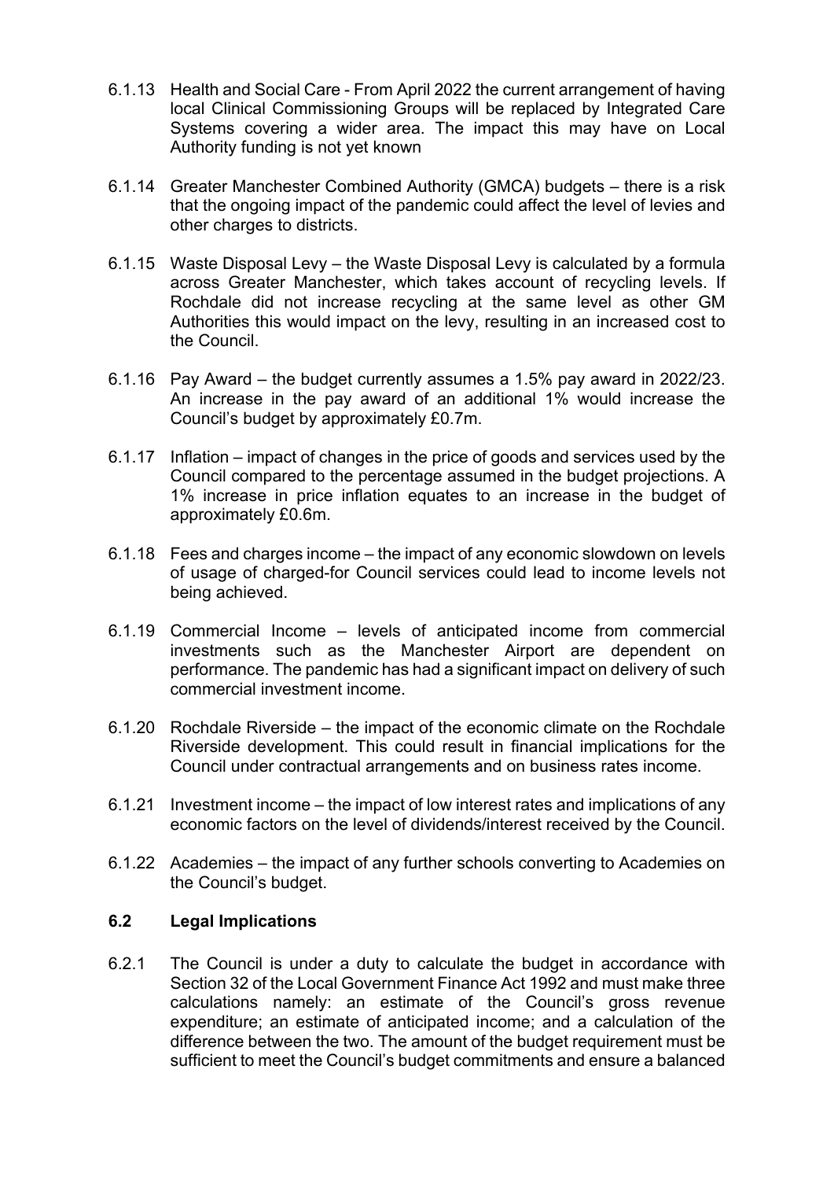6.1.13 Health and Social Care - From April 2022 the current arrangement of having local Clinical Commissioning Groups will be replaced by Integrated Care Systems covering a wider area. The impact this may have on Local Authority funding is not yet known

6.1.14 Greater Manchester Combined Authority (GMCA) budgets – there is a risk that the ongoing impact of the pandemic could affect the level of levies and other charges to districts.

6.1.15 Waste Disposal Levy – the Waste Disposal Levy is calculated by a formula across Greater Manchester, which takes account of recycling levels. If Rochdale did not increase recycling at the same level as other GM Authorities this would impact on the levy, resulting in an increased cost to the Council.

6.1.16 Pay Award – the budget currently assumes a 1.5% pay award in 2022/23. An increase in the pay award of an additional 1% would increase the Council's budget by approximately £0.7m.

6.1.17 Inflation – impact of changes in the price of goods and services used by the Council compared to the percentage assumed in the budget projections. A 1% increase in price inflation equates to an increase in the budget of approximately £0.6m.

6.1.18 Fees and charges income – the impact of any economic slowdown on levels of usage of charged-for Council services could lead to income levels not being achieved.

6.1.19 Commercial Income – levels of anticipated income from commercial investments such as the Manchester Airport are dependent on performance. The pandemic has had a significant impact on delivery of such commercial investment income.

6.1.20 Rochdale Riverside – the impact of the economic climate on the Rochdale Riverside development. This could result in financial implications for the Council under contractual arrangements and on business rates income.

6.1.21 Investment income – the impact of low interest rates and implications of any economic factors on the level of dividends/interest received by the Council.

6.1.22 Academies – the impact of any further schools converting to Academies on the Council's budget.

## 6.2 Legal Implications

6.2.1 The Council is under a duty to calculate the budget in accordance with Section 32 of the Local Government Finance Act 1992 and must make three calculations namely: an estimate of the Council's gross revenue expenditure; an estimate of anticipated income; and a calculation of the difference between the two. The amount of the budget requirement must be sufficient to meet the Council's budget commitments and ensure a balanced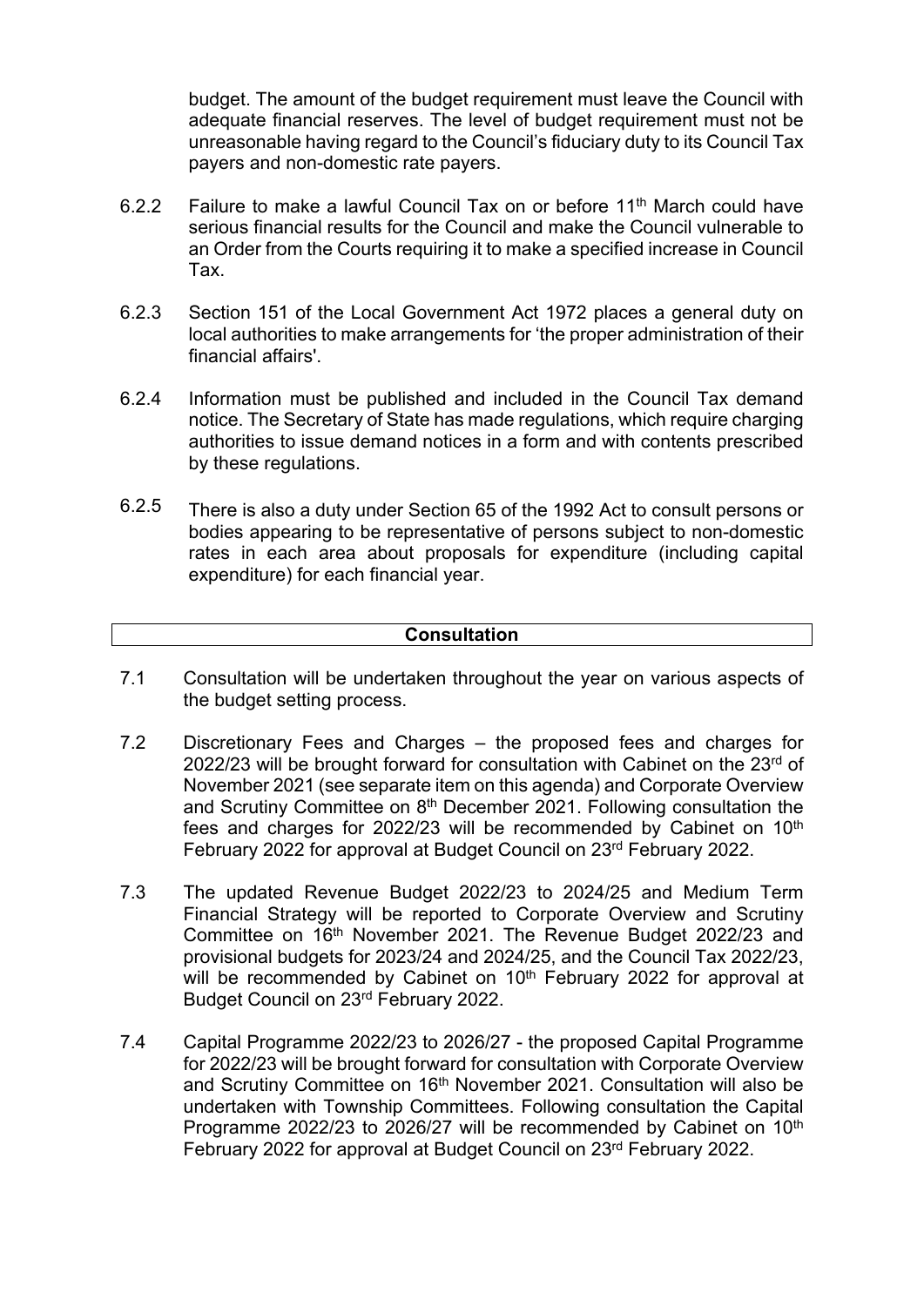budget. The amount of the budget requirement must leave the Council with adequate financial reserves. The level of budget requirement must not be unreasonable having regard to the Council's fiduciary duty to its Council Tax payers and non-domestic rate payers.

6.2.2 Failure to make a lawful Council Tax on or before 11th March could have serious financial results for the Council and make the Council vulnerable to an Order from the Courts requiring it to make a specified increase in Council Tax.

6.2.3 Section 151 of the Local Government Act 1972 places a general duty on local authorities to make arrangements for 'the proper administration of their financial affairs'.

6.2.4 Information must be published and included in the Council Tax demand notice. The Secretary of State has made regulations, which require charging authorities to issue demand notices in a form and with contents prescribed by these regulations.

6.2.5 There is also a duty under Section 65 of the 1992 Act to consult persons or bodies appearing to be representative of persons subject to non-domestic rates in each area about proposals for expenditure (including capital expenditure) for each financial year.

## Consultation

7.1 Consultation will be undertaken throughout the year on various aspects of the budget setting process.

7.2 Discretionary Fees and Charges – the proposed fees and charges for 2022/23 will be brought forward for consultation with Cabinet on the 23rd of November 2021 (see separate item on this agenda) and Corporate Overview and Scrutiny Committee on 8th December 2021. Following consultation the fees and charges for 2022/23 will be recommended by Cabinet on 10th February 2022 for approval at Budget Council on 23rd February 2022.

7.3 The updated Revenue Budget 2022/23 to 2024/25 and Medium Term Financial Strategy will be reported to Corporate Overview and Scrutiny Committee on 16th November 2021. The Revenue Budget 2022/23 and provisional budgets for 2023/24 and 2024/25, and the Council Tax 2022/23, will be recommended by Cabinet on 10th February 2022 for approval at Budget Council on 23rd February 2022.

7.4 Capital Programme 2022/23 to 2026/27 - the proposed Capital Programme for 2022/23 will be brought forward for consultation with Corporate Overview and Scrutiny Committee on 16th November 2021. Consultation will also be undertaken with Township Committees. Following consultation the Capital Programme 2022/23 to 2026/27 will be recommended by Cabinet on 10th February 2022 for approval at Budget Council on 23rd February 2022.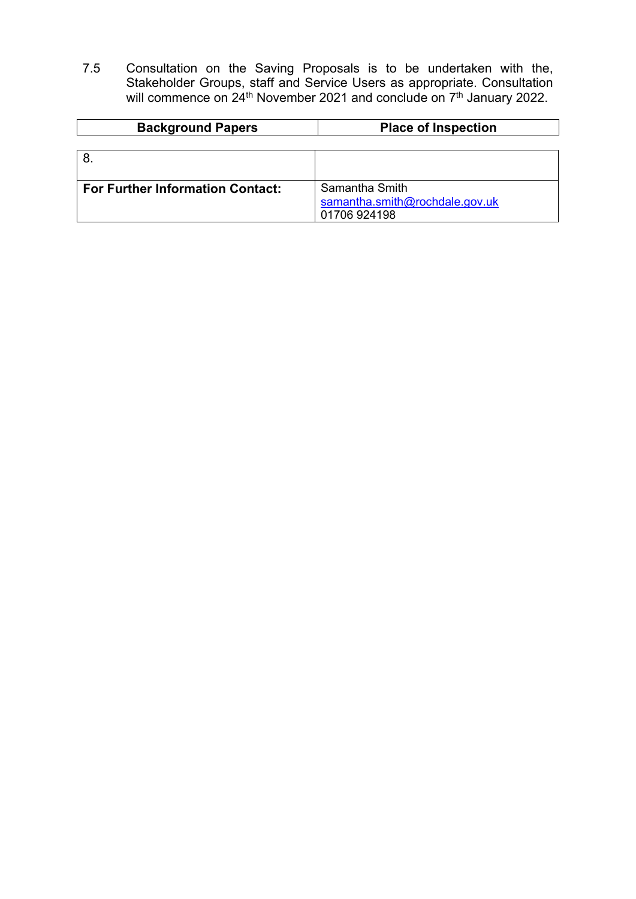7.5 Consultation on the Saving Proposals is to be undertaken with the, Stakeholder Groups, staff and Service Users as appropriate. Consultation will commence on 24th November 2021 and conclude on 7th January 2022.

| **Background Papers** | **Place of Inspection** |
|---|---|

| | |
|---|---|
| 8. | |
| **For Further Information Contact:** | Samantha Smith<br>samantha.smith@rochdale.gov.uk<br>01706 924198 |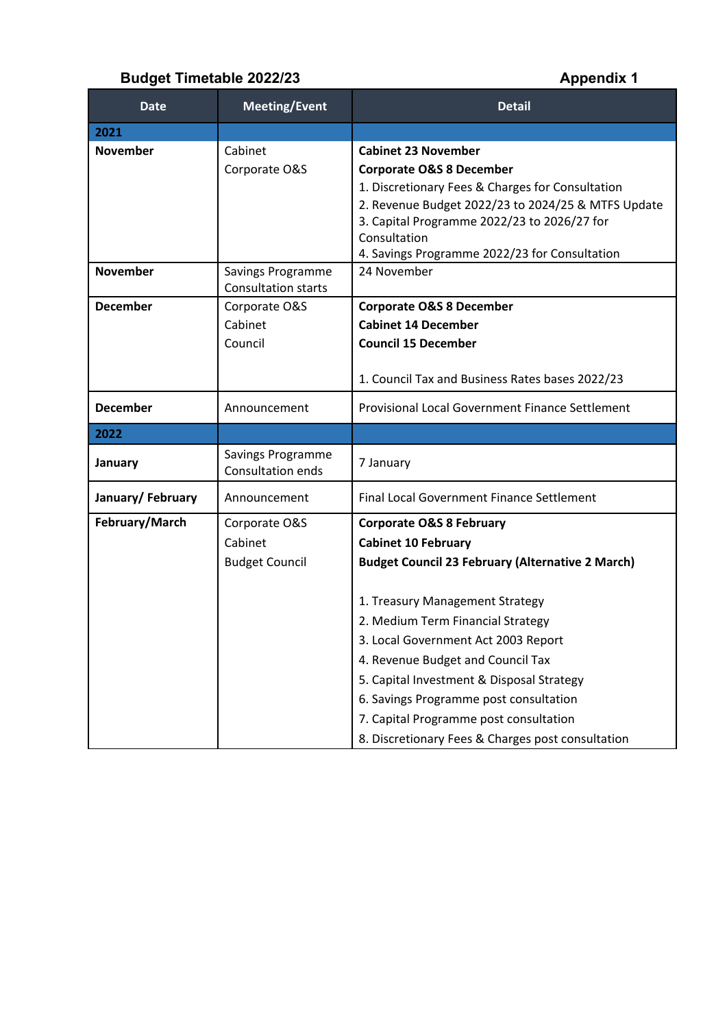**Budget Timetable 2022/23** **Appendix 1**

| Date | Meeting/Event | Detail |
|---|---|---|
| **2021** | | |
| **November** | Cabinet<br>Corporate O&S | **Cabinet 23 November**<br>**Corporate O&S 8 December**<br>1. Discretionary Fees & Charges for Consultation<br>2. Revenue Budget 2022/23 to 2024/25 & MTFS Update<br>3. Capital Programme 2022/23 to 2026/27 for Consultation<br>4. Savings Programme 2022/23 for Consultation |
| **November** | Savings Programme Consultation starts | 24 November |
| **December** | Corporate O&S<br>Cabinet<br>Council | **Corporate O&S 8 December**<br>**Cabinet 14 December**<br>**Council 15 December**<br><br>1. Council Tax and Business Rates bases 2022/23 |
| **December** | Announcement | Provisional Local Government Finance Settlement |
| **2022** | | |
| **January** | Savings Programme Consultation ends | 7 January |
| **January/ February** | Announcement | Final Local Government Finance Settlement |
| **February/March** | Corporate O&S<br>Cabinet<br>Budget Council | **Corporate O&S 8 February**<br>**Cabinet 10 February**<br>**Budget Council 23 February (Alternative 2 March)**<br><br>1. Treasury Management Strategy<br>2. Medium Term Financial Strategy<br>3. Local Government Act 2003 Report<br>4. Revenue Budget and Council Tax<br>5. Capital Investment & Disposal Strategy<br>6. Savings Programme post consultation<br>7. Capital Programme post consultation<br>8. Discretionary Fees & Charges post consultation |